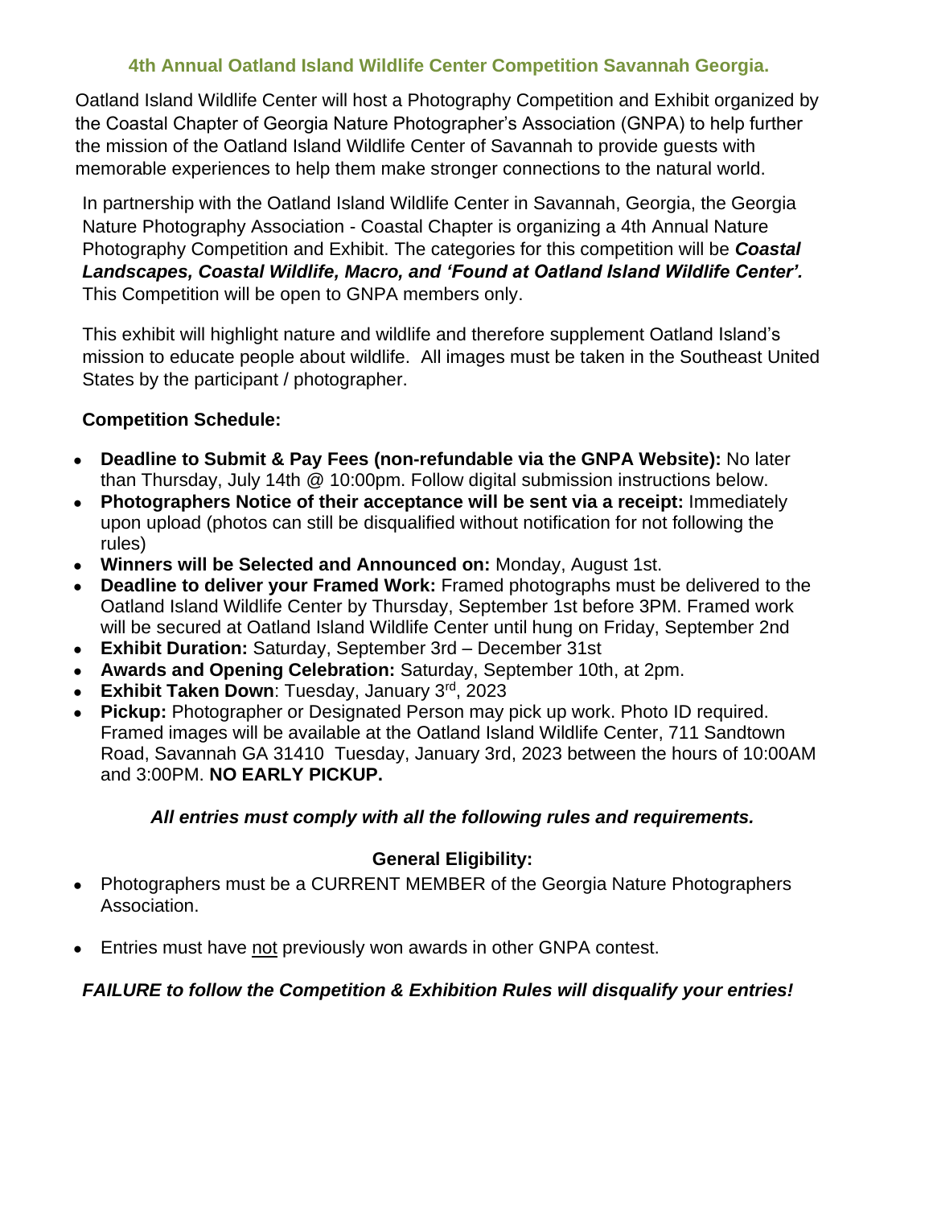## 4th Annual Oatland Island Wildlife Center Competition Savannah Georgia.

Oatland Island Wildlife Center will host a Photography Competition and Exhibit organized by the Coastal Chapter of Georgia Nature Photographer's Association (GNPA) to help further the mission of the Oatland Island Wildlife Center of Savannah to provide guests with memorable experiences to help them make stronger connections to the natural world.

In partnership with the Oatland Island Wildlife Center in Savannah, Georgia, the Georgia Nature Photography Association - Coastal Chapter is organizing a 4th Annual Nature Photography Competition and Exhibit. The categories for this competition will be ***Coastal Landscapes, Coastal Wildlife, Macro, and 'Found at Oatland Island Wildlife Center'.*** This Competition will be open to GNPA members only.

This exhibit will highlight nature and wildlife and therefore supplement Oatland Island's mission to educate people about wildlife. All images must be taken in the Southeast United States by the participant / photographer.

**Competition Schedule:**

- **Deadline to Submit & Pay Fees (non-refundable via the GNPA Website):** No later than Thursday, July 14th @ 10:00pm. Follow digital submission instructions below.
- **Photographers Notice of their acceptance will be sent via a receipt:** Immediately upon upload (photos can still be disqualified without notification for not following the rules)
- **Winners will be Selected and Announced on:** Monday, August 1st.
- **Deadline to deliver your Framed Work:** Framed photographs must be delivered to the Oatland Island Wildlife Center by Thursday, September 1st before 3PM. Framed work will be secured at Oatland Island Wildlife Center until hung on Friday, September 2nd
- **Exhibit Duration:** Saturday, September 3rd – December 31st
- **Awards and Opening Celebration:** Saturday, September 10th, at 2pm.
- **Exhibit Taken Down**: Tuesday, January 3rd, 2023
- **Pickup:** Photographer or Designated Person may pick up work. Photo ID required. Framed images will be available at the Oatland Island Wildlife Center, 711 Sandtown Road, Savannah GA 31410 Tuesday, January 3rd, 2023 between the hours of 10:00AM and 3:00PM. **NO EARLY PICKUP.**

***All entries must comply with all the following rules and requirements.***

**General Eligibility:**

- Photographers must be a CURRENT MEMBER of the Georgia Nature Photographers Association.
- Entries must have not previously won awards in other GNPA contest.

***FAILURE to follow the Competition & Exhibition Rules will disqualify your entries!***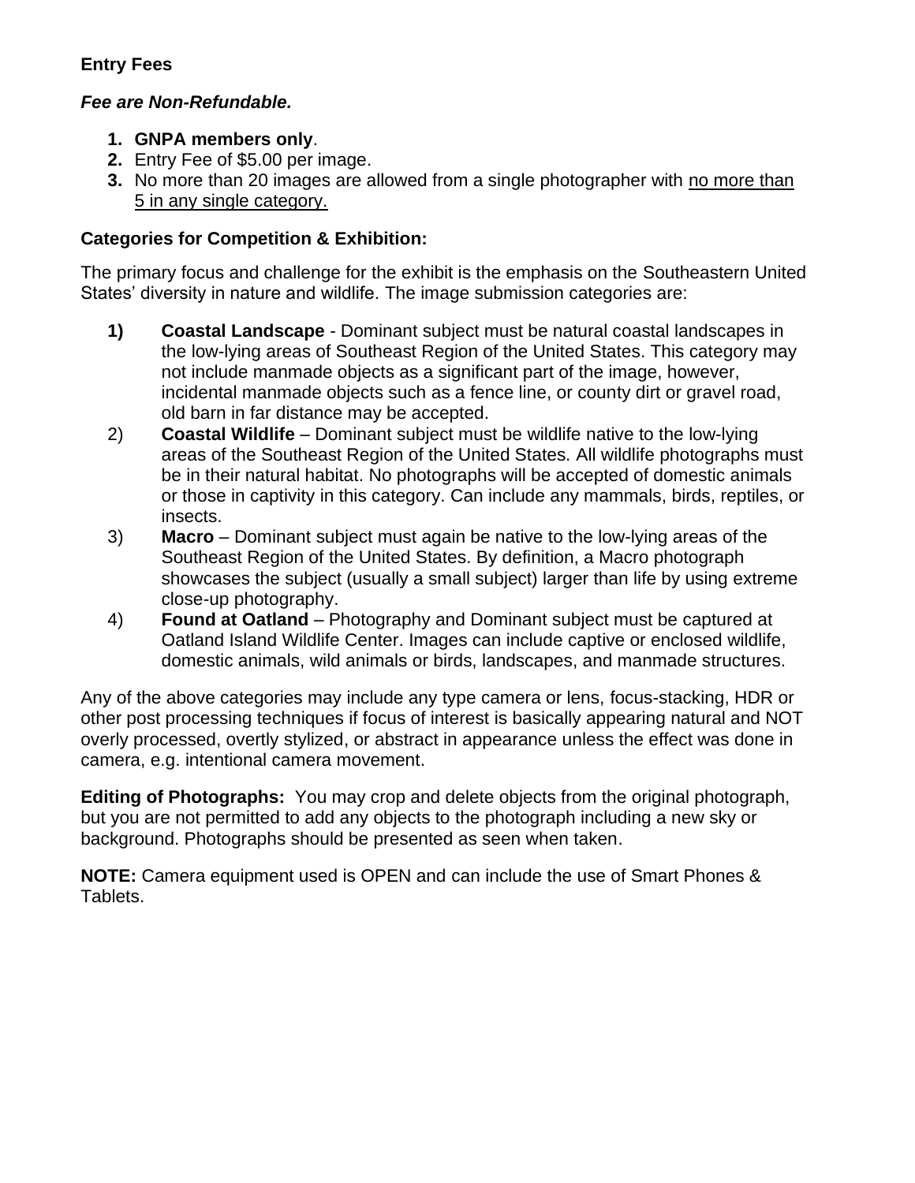**Entry Fees**

***Fee are Non-Refundable.***

1. **GNPA members only**.
2. Entry Fee of $5.00 per image.
3. No more than 20 images are allowed from a single photographer with <u>no more than 5 in any single category.</u>

**Categories for Competition & Exhibition:**

The primary focus and challenge for the exhibit is the emphasis on the Southeastern United States' diversity in nature and wildlife. The image submission categories are:

1) **Coastal Landscape** - Dominant subject must be natural coastal landscapes in the low-lying areas of Southeast Region of the United States. This category may not include manmade objects as a significant part of the image, however, incidental manmade objects such as a fence line, or county dirt or gravel road, old barn in far distance may be accepted.
2) **Coastal Wildlife** – Dominant subject must be wildlife native to the low-lying areas of the Southeast Region of the United States. All wildlife photographs must be in their natural habitat. No photographs will be accepted of domestic animals or those in captivity in this category. Can include any mammals, birds, reptiles, or insects.
3) **Macro** – Dominant subject must again be native to the low-lying areas of the Southeast Region of the United States. By definition, a Macro photograph showcases the subject (usually a small subject) larger than life by using extreme close-up photography.
4) **Found at Oatland** – Photography and Dominant subject must be captured at Oatland Island Wildlife Center. Images can include captive or enclosed wildlife, domestic animals, wild animals or birds, landscapes, and manmade structures.

Any of the above categories may include any type camera or lens, focus-stacking, HDR or other post processing techniques if focus of interest is basically appearing natural and NOT overly processed, overtly stylized, or abstract in appearance unless the effect was done in camera, e.g. intentional camera movement.

**Editing of Photographs:** You may crop and delete objects from the original photograph, but you are not permitted to add any objects to the photograph including a new sky or background. Photographs should be presented as seen when taken.

**NOTE:** Camera equipment used is OPEN and can include the use of Smart Phones & Tablets.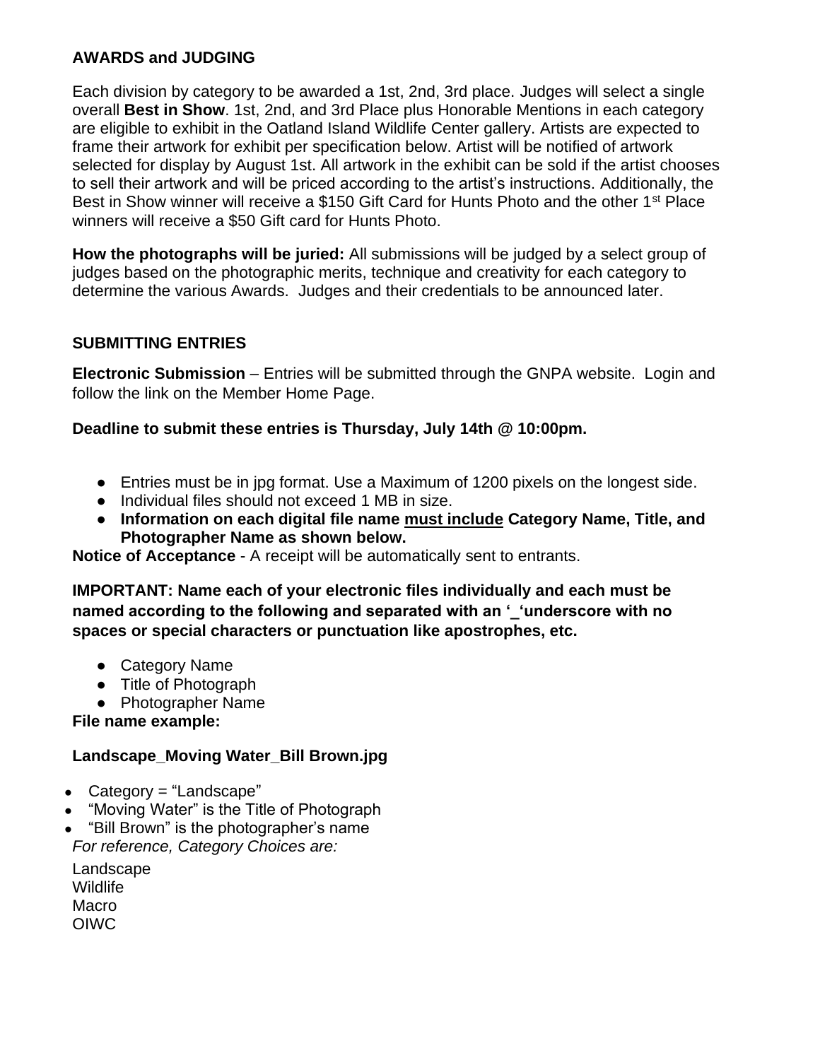## AWARDS and JUDGING

Each division by category to be awarded a 1st, 2nd, 3rd place. Judges will select a single overall **Best in Show**. 1st, 2nd, and 3rd Place plus Honorable Mentions in each category are eligible to exhibit in the Oatland Island Wildlife Center gallery. Artists are expected to frame their artwork for exhibit per specification below. Artist will be notified of artwork selected for display by August 1st. All artwork in the exhibit can be sold if the artist chooses to sell their artwork and will be priced according to the artist's instructions. Additionally, the Best in Show winner will receive a $150 Gift Card for Hunts Photo and the other 1st Place winners will receive a $50 Gift card for Hunts Photo.

**How the photographs will be juried:** All submissions will be judged by a select group of judges based on the photographic merits, technique and creativity for each category to determine the various Awards. Judges and their credentials to be announced later.

## SUBMITTING ENTRIES

**Electronic Submission** – Entries will be submitted through the GNPA website. Login and follow the link on the Member Home Page.

**Deadline to submit these entries is Thursday, July 14th @ 10:00pm.**

- Entries must be in jpg format. Use a Maximum of 1200 pixels on the longest side.
- Individual files should not exceed 1 MB in size.
- **Information on each digital file name <u>must include</u> Category Name, Title, and Photographer Name as shown below.**

**Notice of Acceptance** - A receipt will be automatically sent to entrants.

**IMPORTANT: Name each of your electronic files individually and each must be named according to the following and separated with an '_'underscore with no spaces or special characters or punctuation like apostrophes, etc.**

- Category Name
- Title of Photograph
- Photographer Name

**File name example:**

**Landscape_Moving Water_Bill Brown.jpg**

- Category = "Landscape"
- "Moving Water" is the Title of Photograph
- "Bill Brown" is the photographer's name

*For reference, Category Choices are:*

Landscape
Wildlife
Macro
OIWC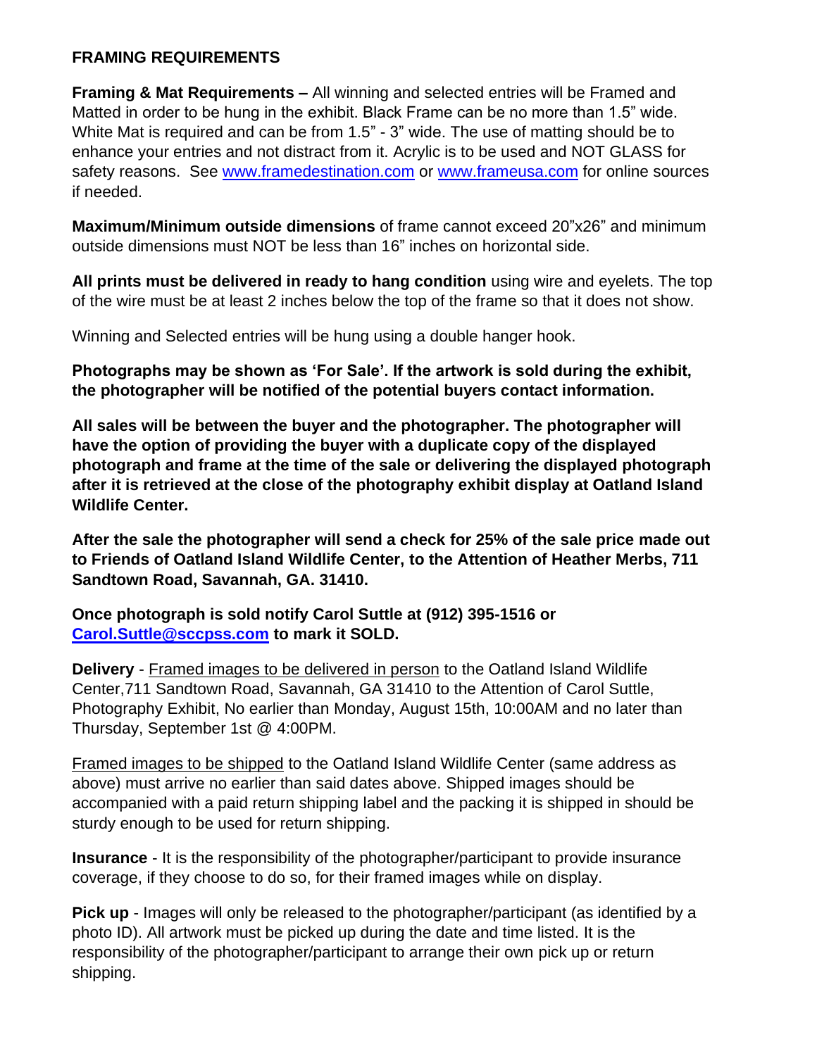## FRAMING REQUIREMENTS

**Framing & Mat Requirements –** All winning and selected entries will be Framed and Matted in order to be hung in the exhibit. Black Frame can be no more than 1.5" wide. White Mat is required and can be from 1.5" - 3" wide. The use of matting should be to enhance your entries and not distract from it. Acrylic is to be used and NOT GLASS for safety reasons. See www.framedestination.com or www.frameusa.com for online sources if needed.

**Maximum/Minimum outside dimensions** of frame cannot exceed 20"x26" and minimum outside dimensions must NOT be less than 16" inches on horizontal side.

**All prints must be delivered in ready to hang condition** using wire and eyelets. The top of the wire must be at least 2 inches below the top of the frame so that it does not show.

Winning and Selected entries will be hung using a double hanger hook.

**Photographs may be shown as 'For Sale'. If the artwork is sold during the exhibit, the photographer will be notified of the potential buyers contact information.**

**All sales will be between the buyer and the photographer. The photographer will have the option of providing the buyer with a duplicate copy of the displayed photograph and frame at the time of the sale or delivering the displayed photograph after it is retrieved at the close of the photography exhibit display at Oatland Island Wildlife Center.**

**After the sale the photographer will send a check for 25% of the sale price made out to Friends of Oatland Island Wildlife Center, to the Attention of Heather Merbs, 711 Sandtown Road, Savannah, GA. 31410.**

**Once photograph is sold notify Carol Suttle at (912) 395-1516 or Carol.Suttle@sccpss.com to mark it SOLD.**

**Delivery** - Framed images to be delivered in person to the Oatland Island Wildlife Center,711 Sandtown Road, Savannah, GA 31410 to the Attention of Carol Suttle, Photography Exhibit, No earlier than Monday, August 15th, 10:00AM and no later than Thursday, September 1st @ 4:00PM.

Framed images to be shipped to the Oatland Island Wildlife Center (same address as above) must arrive no earlier than said dates above. Shipped images should be accompanied with a paid return shipping label and the packing it is shipped in should be sturdy enough to be used for return shipping.

**Insurance** - It is the responsibility of the photographer/participant to provide insurance coverage, if they choose to do so, for their framed images while on display.

**Pick up** - Images will only be released to the photographer/participant (as identified by a photo ID). All artwork must be picked up during the date and time listed. It is the responsibility of the photographer/participant to arrange their own pick up or return shipping.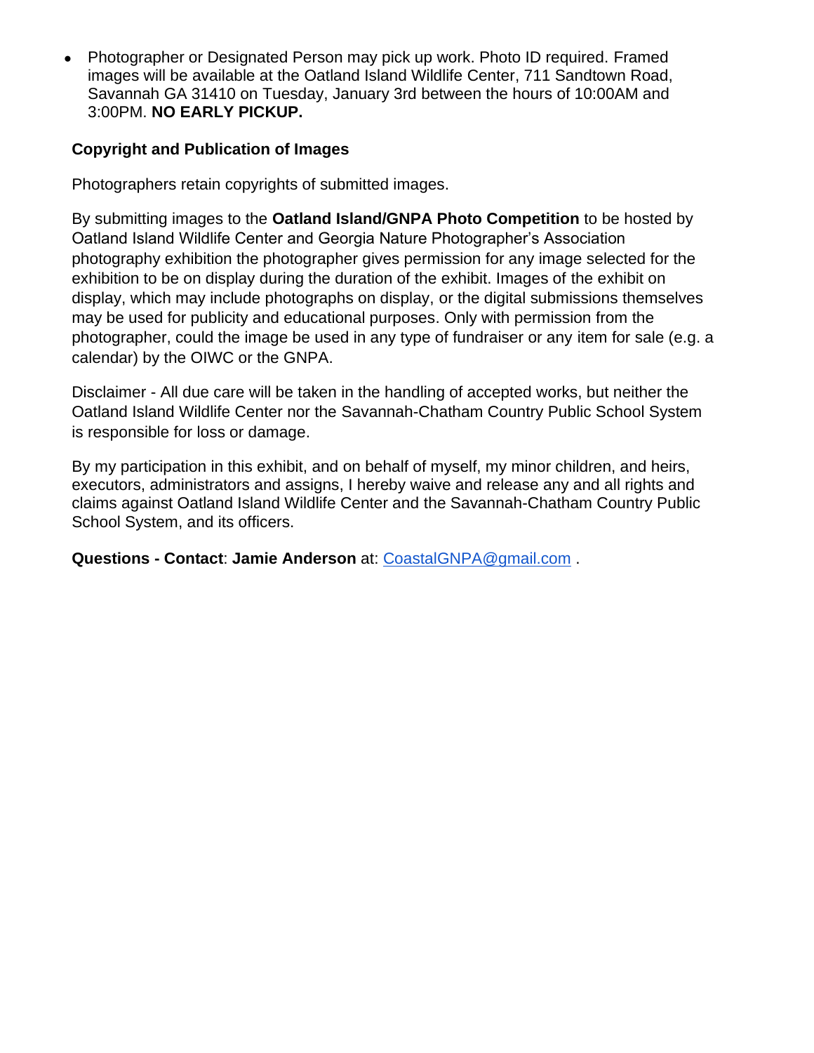- Photographer or Designated Person may pick up work. Photo ID required. Framed images will be available at the Oatland Island Wildlife Center, 711 Sandtown Road, Savannah GA 31410 on Tuesday, January 3rd between the hours of 10:00AM and 3:00PM. **NO EARLY PICKUP.**

**Copyright and Publication of Images**

Photographers retain copyrights of submitted images.

By submitting images to the **Oatland Island/GNPA Photo Competition** to be hosted by Oatland Island Wildlife Center and Georgia Nature Photographer's Association photography exhibition the photographer gives permission for any image selected for the exhibition to be on display during the duration of the exhibit. Images of the exhibit on display, which may include photographs on display, or the digital submissions themselves may be used for publicity and educational purposes. Only with permission from the photographer, could the image be used in any type of fundraiser or any item for sale (e.g. a calendar) by the OIWC or the GNPA.

Disclaimer - All due care will be taken in the handling of accepted works, but neither the Oatland Island Wildlife Center nor the Savannah-Chatham Country Public School System is responsible for loss or damage.

By my participation in this exhibit, and on behalf of myself, my minor children, and heirs, executors, administrators and assigns, I hereby waive and release any and all rights and claims against Oatland Island Wildlife Center and the Savannah-Chatham Country Public School System, and its officers.

**Questions - Contact**: **Jamie Anderson** at: CoastalGNPA@gmail.com .